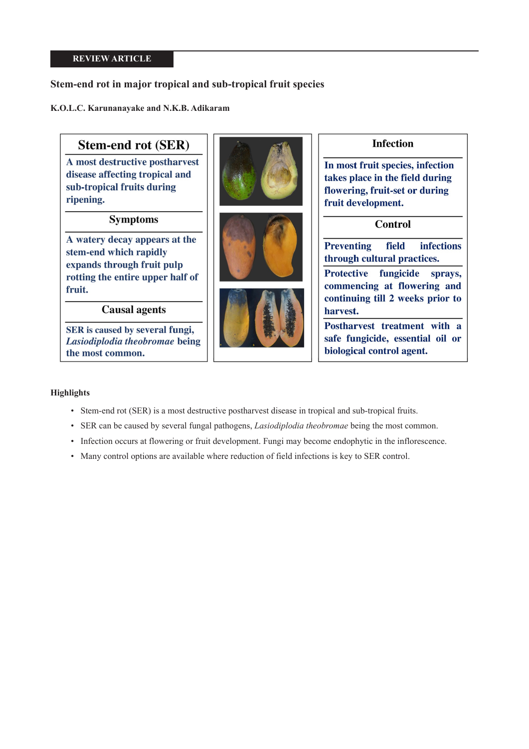REVIEW ARTICLE

# Stem-end rot in major tropical and sub-tropical fruit species

**K.O.L.C. Karunanayake and N.K.B. Adikaram**

## Stem-end rot (SER)

A most destructive postharvest disease affecting tropical and sub-tropical fruits during ripening.

### Symptoms

A watery decay appears at the stem-end which rapidly expands through fruit pulp rotting the entire upper half of fruit.

### Causal agents

SER is caused by several fungi, *Lasiodiplodia theobromae* being the most common.

### Infection

In most fruit species, infection takes place in the field during flowering, fruit-set or during fruit development.

### Control

Preventing field infections through cultural practices.

Protective fungicide sprays, commencing at flowering and continuing till 2 weeks prior to harvest.

Postharvest treatment with a safe fungicide, essential oil or biological control agent.

## Highlights

- Stem-end rot (SER) is a most destructive postharvest disease in tropical and sub-tropical fruits.
- SER can be caused by several fungal pathogens, *Lasiodiplodia theobromae* being the most common.
- Infection occurs at flowering or fruit development. Fungi may become endophytic in the inflorescence.
- Many control options are available where reduction of field infections is key to SER control.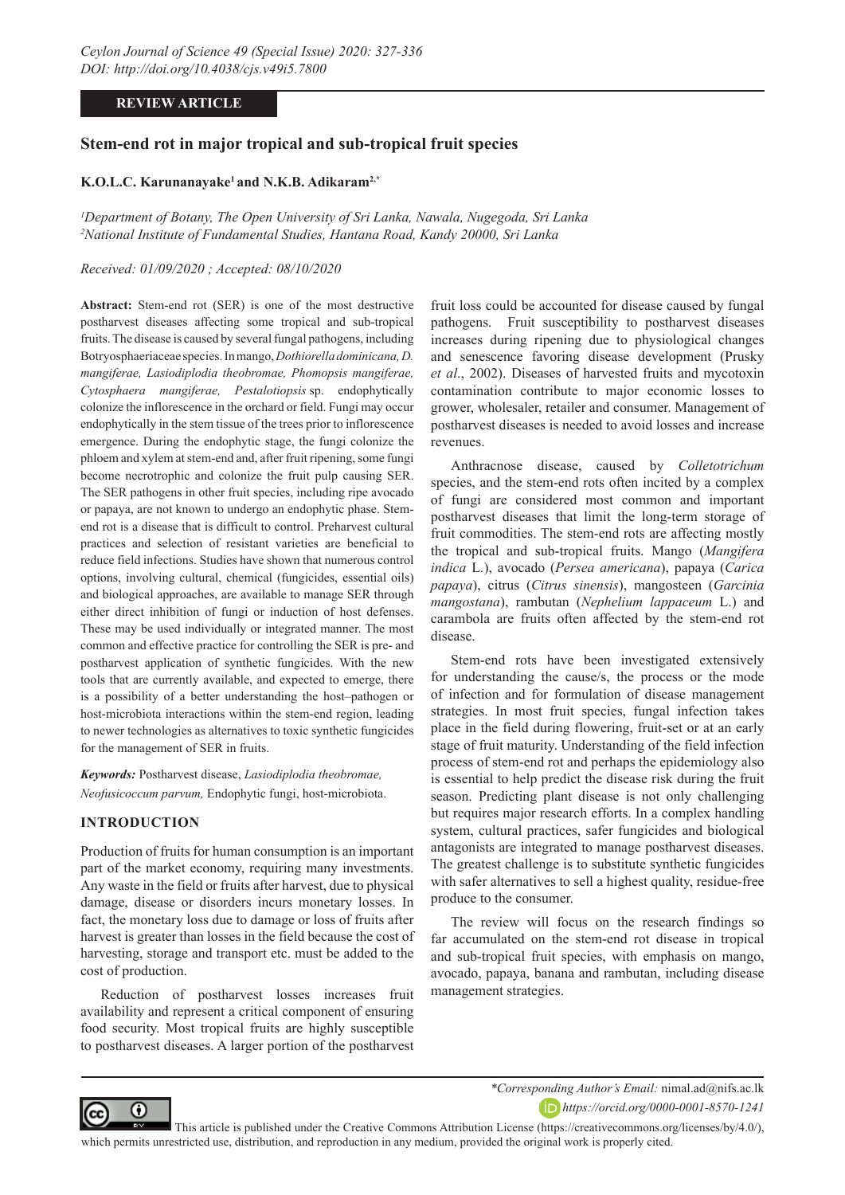REVIEW ARTICLE

# Stem-end rot in major tropical and sub-tropical fruit species

**K.O.L.C. Karunanayake[1] and N.K.B. Adikaram[2,*]**

*[1]Department of Botany, The Open University of Sri Lanka, Nawala, Nugegoda, Sri Lanka*
*[2]National Institute of Fundamental Studies, Hantana Road, Kandy 20000, Sri Lanka*

*Received: 01/09/2020 ; Accepted: 08/10/2020*

**Abstract:** Stem-end rot (SER) is one of the most destructive postharvest diseases affecting some tropical and sub-tropical fruits. The disease is caused by several fungal pathogens, including Botryosphaeriaceae species. In mango, *Dothiorella dominicana, D. mangiferae, Lasiodiplodia theobromae, Phomopsis mangiferae, Cytosphaera mangiferae, Pestalotiopsis* sp. endophytically colonize the inflorescence in the orchard or field. Fungi may occur endophytically in the stem tissue of the trees prior to inflorescence emergence. During the endophytic stage, the fungi colonize the phloem and xylem at stem-end and, after fruit ripening, some fungi become necrotrophic and colonize the fruit pulp causing SER. The SER pathogens in other fruit species, including ripe avocado or papaya, are not known to undergo an endophytic phase. Stem-end rot is a disease that is difficult to control. Preharvest cultural practices and selection of resistant varieties are beneficial to reduce field infections. Studies have shown that numerous control options, involving cultural, chemical (fungicides, essential oils) and biological approaches, are available to manage SER through either direct inhibition of fungi or induction of host defenses. These may be used individually or integrated manner. The most common and effective practice for controlling the SER is pre- and postharvest application of synthetic fungicides. With the new tools that are currently available, and expected to emerge, there is a possibility of a better understanding the host–pathogen or host-microbiota interactions within the stem-end region, leading to newer technologies as alternatives to toxic synthetic fungicides for the management of SER in fruits.

***Keywords:*** Postharvest disease, *Lasiodiplodia theobromae, Neofusicoccum parvum,* Endophytic fungi, host-microbiota.

## INTRODUCTION

Production of fruits for human consumption is an important part of the market economy, requiring many investments. Any waste in the field or fruits after harvest, due to physical damage, disease or disorders incurs monetary losses. In fact, the monetary loss due to damage or loss of fruits after harvest is greater than losses in the field because the cost of harvesting, storage and transport etc. must be added to the cost of production.

Reduction of postharvest losses increases fruit availability and represent a critical component of ensuring food security. Most tropical fruits are highly susceptible to postharvest diseases. A larger portion of the postharvest fruit loss could be accounted for disease caused by fungal pathogens. Fruit susceptibility to postharvest diseases increases during ripening due to physiological changes and senescence favoring disease development (Prusky *et al*., 2002). Diseases of harvested fruits and mycotoxin contamination contribute to major economic losses to grower, wholesaler, retailer and consumer. Management of postharvest diseases is needed to avoid losses and increase revenues.

Anthracnose disease, caused by *Colletotrichum* species, and the stem-end rots often incited by a complex of fungi are considered most common and important postharvest diseases that limit the long-term storage of fruit commodities. The stem-end rots are affecting mostly the tropical and sub-tropical fruits. Mango (*Mangifera indica* L.), avocado (*Persea americana*), papaya (*Carica papaya*), citrus (*Citrus sinensis*), mangosteen (*Garcinia mangostana*), rambutan (*Nephelium lappaceum* L.) and carambola are fruits often affected by the stem-end rot disease.

Stem-end rots have been investigated extensively for understanding the cause/s, the process or the mode of infection and for formulation of disease management strategies. In most fruit species, fungal infection takes place in the field during flowering, fruit-set or at an early stage of fruit maturity. Understanding of the field infection process of stem-end rot and perhaps the epidemiology also is essential to help predict the disease risk during the fruit season. Predicting plant disease is not only challenging but requires major research efforts. In a complex handling system, cultural practices, safer fungicides and biological antagonists are integrated to manage postharvest diseases. The greatest challenge is to substitute synthetic fungicides with safer alternatives to sell a highest quality, residue-free produce to the consumer.

The review will focus on the research findings so far accumulated on the stem-end rot disease in tropical and sub-tropical fruit species, with emphasis on mango, avocado, papaya, banana and rambutan, including disease management strategies.

*\*Corresponding Author's Email:* nimal.ad@nifs.ac.lk
*https://orcid.org/0000-0001-8570-1241*

This article is published under the Creative Commons Attribution License (https://creativecommons.org/licenses/by/4.0/), which permits unrestricted use, distribution, and reproduction in any medium, provided the original work is properly cited.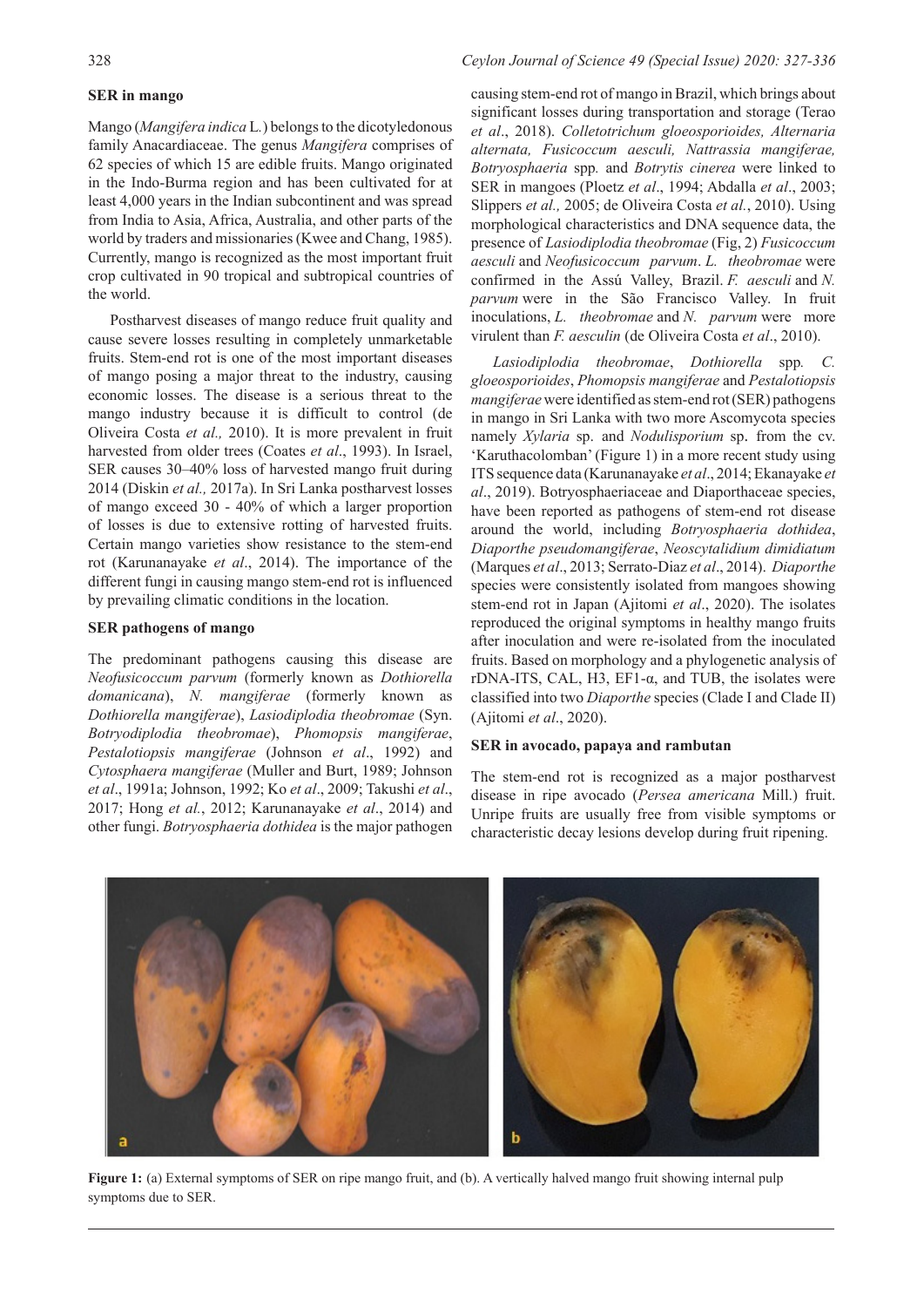## SER in mango

Mango (*Mangifera indica* L.) belongs to the dicotyledonous family Anacardiaceae. The genus *Mangifera* comprises of 62 species of which 15 are edible fruits. Mango originated in the Indo-Burma region and has been cultivated for at least 4,000 years in the Indian subcontinent and was spread from India to Asia, Africa, Australia, and other parts of the world by traders and missionaries (Kwee and Chang, 1985). Currently, mango is recognized as the most important fruit crop cultivated in 90 tropical and subtropical countries of the world.

Postharvest diseases of mango reduce fruit quality and cause severe losses resulting in completely unmarketable fruits. Stem-end rot is one of the most important diseases of mango posing a major threat to the industry, causing economic losses. The disease is a serious threat to the mango industry because it is difficult to control (de Oliveira Costa *et al.,* 2010). It is more prevalent in fruit harvested from older trees (Coates *et al*., 1993). In Israel, SER causes 30–40% loss of harvested mango fruit during 2014 (Diskin *et al.,* 2017a). In Sri Lanka postharvest losses of mango exceed 30 - 40% of which a larger proportion of losses is due to extensive rotting of harvested fruits. Certain mango varieties show resistance to the stem-end rot (Karunanayake *et al*., 2014). The importance of the different fungi in causing mango stem-end rot is influenced by prevailing climatic conditions in the location.

## SER pathogens of mango

The predominant pathogens causing this disease are *Neofusicoccum parvum* (formerly known as *Dothiorella domanicana*), *N. mangiferae* (formerly known as *Dothiorella mangiferae*), *Lasiodiplodia theobromae* (Syn. *Botryodiplodia theobromae*), *Phomopsis mangiferae*, *Pestalotiopsis mangiferae* (Johnson *et al*., 1992) and *Cytosphaera mangiferae* (Muller and Burt, 1989; Johnson *et al*., 1991a; Johnson, 1992; Ko *et al*., 2009; Takushi *et al*., 2017; Hong *et al.*, 2012; Karunanayake *et al*., 2014) and other fungi. *Botryosphaeria dothidea* is the major pathogen causing stem-end rot of mango in Brazil, which brings about significant losses during transportation and storage (Terao *et al*., 2018). *Colletotrichum gloeosporioides, Alternaria alternata, Fusicoccum aesculi, Nattrassia mangiferae, Botryosphaeria* spp. and *Botrytis cinerea* were linked to SER in mangoes (Ploetz *et al*., 1994; Abdalla *et al*., 2003; Slippers *et al.,* 2005; de Oliveira Costa *et al.*, 2010). Using morphological characteristics and DNA sequence data, the presence of *Lasiodiplodia theobromae* (Fig, 2) *Fusicoccum aesculi* and *Neofusicoccum parvum*. *L. theobromae* were confirmed in the Assú Valley, Brazil. *F. aesculi* and *N. parvum* were in the São Francisco Valley. In fruit inoculations, *L. theobromae* and *N. parvum* were more virulent than *F. aesculin* (de Oliveira Costa *et al*., 2010).

*Lasiodiplodia theobromae*, *Dothiorella* spp*. C. gloeosporioides*, *Phomopsis mangiferae* and *Pestalotiopsis mangiferae* were identified as stem-end rot (SER) pathogens in mango in Sri Lanka with two more Ascomycota species namely *Xylaria* sp. and *Nodulisporium* sp. from the cv. 'Karuthacolomban' (Figure 1) in a more recent study using ITS sequence data (Karunanayake *et al*., 2014; Ekanayake *et al*., 2019). Botryosphaeriaceae and Diaporthaceae species, have been reported as pathogens of stem-end rot disease around the world, including *Botryosphaeria dothidea*, *Diaporthe pseudomangiferae*, *Neoscytalidium dimidiatum* (Marques *et al*., 2013; Serrato-Diaz *et al*., 2014). *Diaporthe* species were consistently isolated from mangoes showing stem-end rot in Japan (Ajitomi *et al*., 2020). The isolates reproduced the original symptoms in healthy mango fruits after inoculation and were re-isolated from the inoculated fruits. Based on morphology and a phylogenetic analysis of rDNA-ITS, CAL, H3, EF1-α, and TUB, the isolates were classified into two *Diaporthe* species (Clade I and Clade II) (Ajitomi *et al*., 2020).

## SER in avocado, papaya and rambutan

The stem-end rot is recognized as a major postharvest disease in ripe avocado (*Persea americana* Mill.) fruit. Unripe fruits are usually free from visible symptoms or characteristic decay lesions develop during fruit ripening.

**Figure 1:** (a) External symptoms of SER on ripe mango fruit, and (b). A vertically halved mango fruit showing internal pulp symptoms due to SER.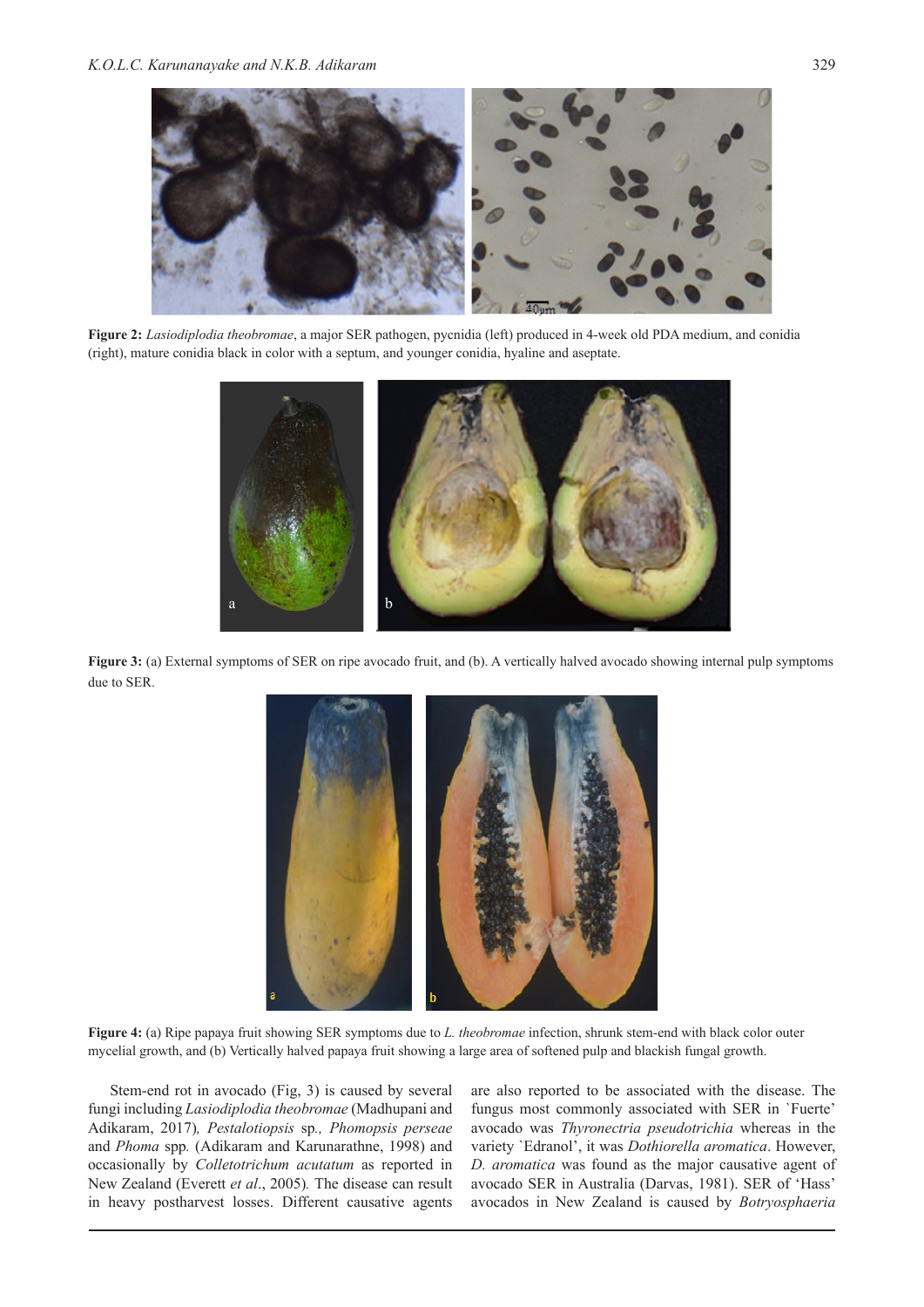**Figure 2:** *Lasiodiplodia theobromae*, a major SER pathogen, pycnidia (left) produced in 4-week old PDA medium, and conidia (right), mature conidia black in color with a septum, and younger conidia, hyaline and aseptate.

**Figure 3:** (a) External symptoms of SER on ripe avocado fruit, and (b). A vertically halved avocado showing internal pulp symptoms due to SER.

**Figure 4:** (a) Ripe papaya fruit showing SER symptoms due to *L. theobromae* infection, shrunk stem-end with black color outer mycelial growth, and (b) Vertically halved papaya fruit showing a large area of softened pulp and blackish fungal growth.

Stem-end rot in avocado (Fig, 3) is caused by several fungi including *Lasiodiplodia theobromae* (Madhupani and Adikaram, 2017)*, Pestalotiopsis* sp*., Phomopsis perseae* and *Phoma* spp*.* (Adikaram and Karunarathne, 1998) and occasionally by *Colletotrichum acutatum* as reported in New Zealand (Everett *et al*., 2005)*.* The disease can result in heavy postharvest losses. Different causative agents are also reported to be associated with the disease. The fungus most commonly associated with SER in `Fuerte' avocado was *Thyronectria pseudotrichia* whereas in the variety `Edranol', it was *Dothiorella aromatica*. However, *D. aromatica* was found as the major causative agent of avocado SER in Australia (Darvas, 1981). SER of 'Hass' avocados in New Zealand is caused by *Botryosphaeria*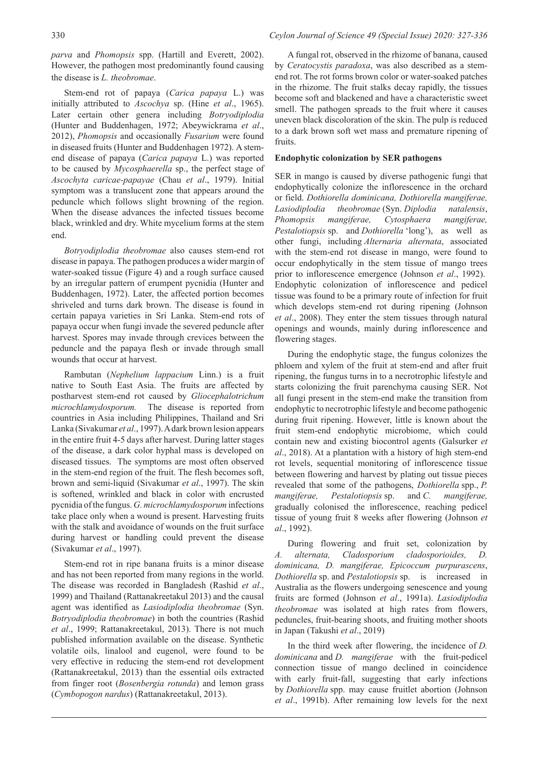*parva* and *Phomopsis* spp. (Hartill and Everett, 2002). However, the pathogen most predominantly found causing the disease is *L. theobromae*.

Stem-end rot of papaya (*Carica papaya* L.) was initially attributed to *Ascochya* sp. (Hine *et al*., 1965). Later certain other genera including *Botryodiplodia* (Hunter and Buddenhagen, 1972; Abeywickrama *et al*., 2012), *Phomopsis* and occasionally *Fusarium* were found in diseased fruits (Hunter and Buddenhagen 1972). A stem-end disease of papaya (*Carica papaya* L.) was reported to be caused by *Mycosphaerella* sp., the perfect stage of *Ascochyta caricae-papayae* (Chau *et al*., 1979). Initial symptom was a translucent zone that appears around the peduncle which follows slight browning of the region. When the disease advances the infected tissues become black, wrinkled and dry. White mycelium forms at the stem end.

*Botryodiplodia theobromae* also causes stem-end rot disease in papaya. The pathogen produces a wider margin of water-soaked tissue (Figure 4) and a rough surface caused by an irregular pattern of erumpent pycnidia (Hunter and Buddenhagen, 1972). Later, the affected portion becomes shriveled and turns dark brown. The disease is found in certain papaya varieties in Sri Lanka. Stem-end rots of papaya occur when fungi invade the severed peduncle after harvest. Spores may invade through crevices between the peduncle and the papaya flesh or invade through small wounds that occur at harvest.

Rambutan (*Nephelium lappacium* Linn.) is a fruit native to South East Asia. The fruits are affected by postharvest stem-end rot caused by *Gliocephalotrichum microchlamydosporum.* The disease is reported from countries in Asia including Philippines, Thailand and Sri Lanka (Sivakumar *et al*., 1997). A dark brown lesion appears in the entire fruit 4-5 days after harvest. During latter stages of the disease, a dark color hyphal mass is developed on diseased tissues. The symptoms are most often observed in the stem-end region of the fruit. The flesh becomes soft, brown and semi-liquid (Sivakumar *et al*., 1997). The skin is softened, wrinkled and black in color with encrusted pycnidia of the fungus. *G. microchlamydosporum* infections take place only when a wound is present. Harvesting fruits with the stalk and avoidance of wounds on the fruit surface during harvest or handling could prevent the disease (Sivakumar *et al*., 1997).

Stem-end rot in ripe banana fruits is a minor disease and has not been reported from many regions in the world. The disease was recorded in Bangladesh (Rashid *et al*., 1999) and Thailand (Rattanakreetakul 2013) and the causal agent was identified as *Lasiodiplodia theobromae* (Syn. *Botryodiplodia theobromae*) in both the countries (Rashid *et al*., 1999; Rattanakreetakul, 2013). There is not much published information available on the disease. Synthetic volatile oils, linalool and eugenol, were found to be very effective in reducing the stem-end rot development (Rattanakreetakul, 2013) than the essential oils extracted from finger root (*Bosenbergia rotunda*) and lemon grass (*Cymbopogon nardus*) (Rattanakreetakul, 2013).

A fungal rot, observed in the rhizome of banana, caused by *Ceratocystis paradoxa*, was also described as a stem-end rot. The rot forms brown color or water-soaked patches in the rhizome. The fruit stalks decay rapidly, the tissues become soft and blackened and have a characteristic sweet smell. The pathogen spreads to the fruit where it causes uneven black discoloration of the skin. The pulp is reduced to a dark brown soft wet mass and premature ripening of fruits.

### Endophytic colonization by SER pathogens

SER in mango is caused by diverse pathogenic fungi that endophytically colonize the inflorescence in the orchard or field. *Dothiorella dominicana, Dothiorella mangiferae, Lasiodiplodia theobromae* (Syn. *Diplodia natalensis*, *Phomopsis mangiferae, Cytosphaera mangiferae, Pestalotiopsis* sp. and *Dothiorella* 'long'), as well as other fungi, including *Alternaria alternata*, associated with the stem-end rot disease in mango, were found to occur endophytically in the stem tissue of mango trees prior to inflorescence emergence (Johnson *et al*., 1992). Endophytic colonization of inflorescence and pedicel tissue was found to be a primary route of infection for fruit which develops stem-end rot during ripening (Johnson *et al*., 2008). They enter the stem tissues through natural openings and wounds, mainly during inflorescence and flowering stages.

During the endophytic stage, the fungus colonizes the phloem and xylem of the fruit at stem-end and after fruit ripening, the fungus turns in to a necrotrophic lifestyle and starts colonizing the fruit parenchyma causing SER. Not all fungi present in the stem-end make the transition from endophytic to necrotrophic lifestyle and become pathogenic during fruit ripening. However, little is known about the fruit stem-end endophytic microbiome, which could contain new and existing biocontrol agents (Galsurker *et al*., 2018). At a plantation with a history of high stem-end rot levels, sequential monitoring of inflorescence tissue between flowering and harvest by plating out tissue pieces revealed that some of the pathogens, *Dothiorella* spp., *P. mangiferae, Pestalotiopsis* sp. and *C. mangiferae,* gradually colonised the inflorescence, reaching pedicel tissue of young fruit 8 weeks after flowering (Johnson *et al*., 1992).

During flowering and fruit set, colonization by *A. alternata, Cladosporium cladosporioides, D. dominicana, D. mangiferae, Epicoccum purpurascens*, *Dothiorella* sp. and *Pestalotiopsis* sp. is increased in Australia as the flowers undergoing senescence and young fruits are formed (Johnson *et al*., 1991a). *Lasiodiplodia theobromae* was isolated at high rates from flowers, peduncles, fruit-bearing shoots, and fruiting mother shoots in Japan (Takushi *et al*., 2019)

In the third week after flowering, the incidence of *D. dominicana* and *D. mangiferae* with the fruit-pedicel connection tissue of mango declined in coincidence with early fruit-fall, suggesting that early infections by *Dothiorella* spp. may cause fruitlet abortion (Johnson *et al*., 1991b). After remaining low levels for the next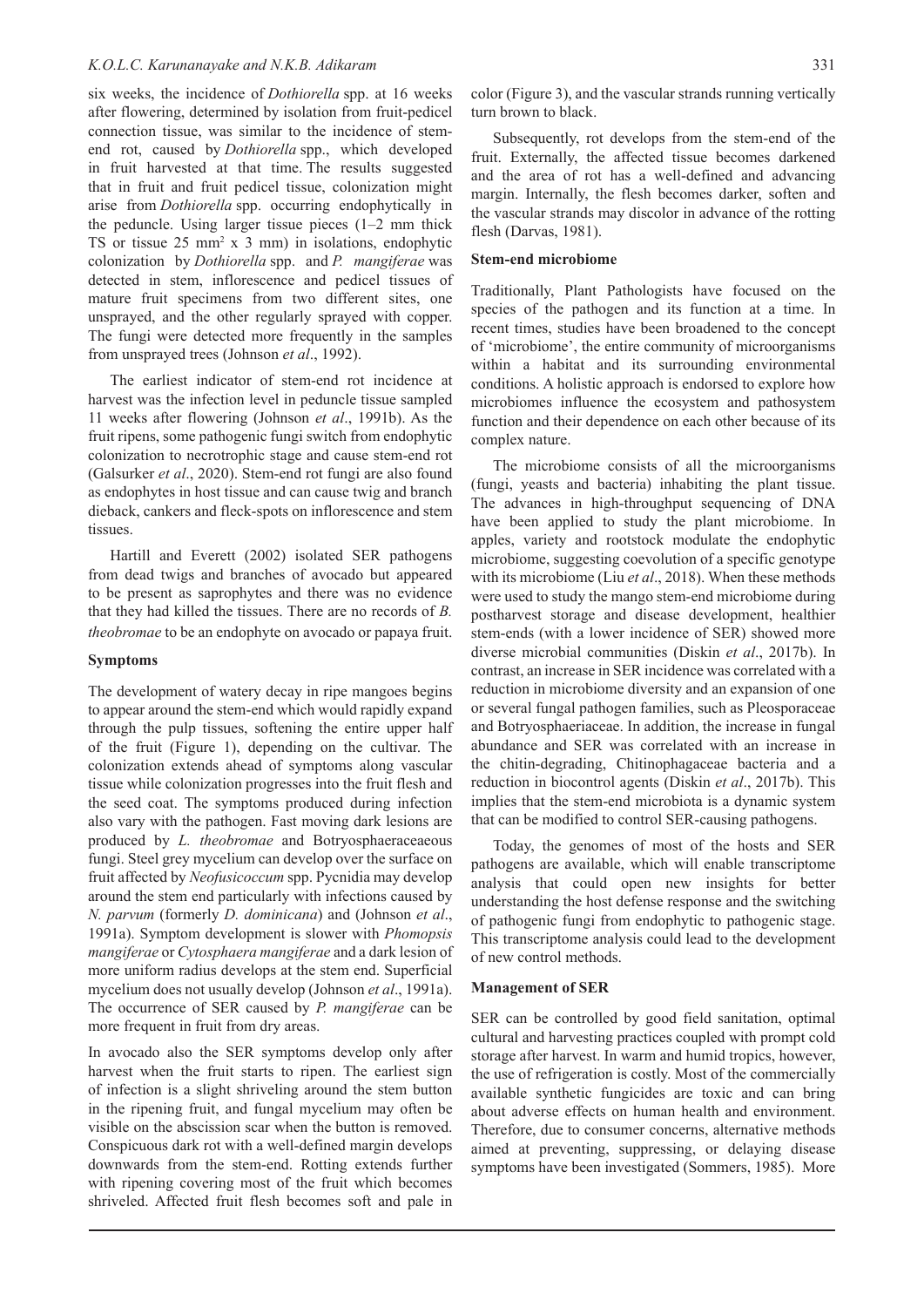six weeks, the incidence of *Dothiorella* spp. at 16 weeks after flowering, determined by isolation from fruit-pedicel connection tissue, was similar to the incidence of stem-end rot, caused by *Dothiorella* spp., which developed in fruit harvested at that time. The results suggested that in fruit and fruit pedicel tissue, colonization might arise from *Dothiorella* spp. occurring endophytically in the peduncle. Using larger tissue pieces (1–2 mm thick TS or tissue 25 $mm^2$ x 3 mm) in isolations, endophytic colonization by *Dothiorella* spp. and *P. mangiferae* was detected in stem, inflorescence and pedicel tissues of mature fruit specimens from two different sites, one unsprayed, and the other regularly sprayed with copper. The fungi were detected more frequently in the samples from unsprayed trees (Johnson *et al*., 1992).

The earliest indicator of stem-end rot incidence at harvest was the infection level in peduncle tissue sampled 11 weeks after flowering (Johnson *et al*., 1991b). As the fruit ripens, some pathogenic fungi switch from endophytic colonization to necrotrophic stage and cause stem-end rot (Galsurker *et al*., 2020). Stem-end rot fungi are also found as endophytes in host tissue and can cause twig and branch dieback, cankers and fleck-spots on inflorescence and stem tissues.

Hartill and Everett (2002) isolated SER pathogens from dead twigs and branches of avocado but appeared to be present as saprophytes and there was no evidence that they had killed the tissues. There are no records of *B. theobromae* to be an endophyte on avocado or papaya fruit.

**Symptoms**

The development of watery decay in ripe mangoes begins to appear around the stem-end which would rapidly expand through the pulp tissues, softening the entire upper half of the fruit (Figure 1), depending on the cultivar. The colonization extends ahead of symptoms along vascular tissue while colonization progresses into the fruit flesh and the seed coat. The symptoms produced during infection also vary with the pathogen. Fast moving dark lesions are produced by *L. theobromae* and Botryosphaeraceaeous fungi. Steel grey mycelium can develop over the surface on fruit affected by *Neofusicoccum* spp. Pycnidia may develop around the stem end particularly with infections caused by *N. parvum* (formerly *D. dominicana*) and (Johnson *et al*., 1991a). Symptom development is slower with *Phomopsis mangiferae* or *Cytosphaera mangiferae* and a dark lesion of more uniform radius develops at the stem end. Superficial mycelium does not usually develop (Johnson *et al*., 1991a). The occurrence of SER caused by *P. mangiferae* can be more frequent in fruit from dry areas.

In avocado also the SER symptoms develop only after harvest when the fruit starts to ripen. The earliest sign of infection is a slight shriveling around the stem button in the ripening fruit, and fungal mycelium may often be visible on the abscission scar when the button is removed. Conspicuous dark rot with a well-defined margin develops downwards from the stem-end. Rotting extends further with ripening covering most of the fruit which becomes shriveled. Affected fruit flesh becomes soft and pale in color (Figure 3), and the vascular strands running vertically turn brown to black.

Subsequently, rot develops from the stem-end of the fruit. Externally, the affected tissue becomes darkened and the area of rot has a well-defined and advancing margin. Internally, the flesh becomes darker, soften and the vascular strands may discolor in advance of the rotting flesh (Darvas, 1981).

**Stem-end microbiome**

Traditionally, Plant Pathologists have focused on the species of the pathogen and its function at a time. In recent times, studies have been broadened to the concept of 'microbiome', the entire community of microorganisms within a habitat and its surrounding environmental conditions. A holistic approach is endorsed to explore how microbiomes influence the ecosystem and pathosystem function and their dependence on each other because of its complex nature.

The microbiome consists of all the microorganisms (fungi, yeasts and bacteria) inhabiting the plant tissue. The advances in high-throughput sequencing of DNA have been applied to study the plant microbiome. In apples, variety and rootstock modulate the endophytic microbiome, suggesting coevolution of a specific genotype with its microbiome (Liu *et al*., 2018). When these methods were used to study the mango stem-end microbiome during postharvest storage and disease development, healthier stem-ends (with a lower incidence of SER) showed more diverse microbial communities (Diskin *et al*., 2017b). In contrast, an increase in SER incidence was correlated with a reduction in microbiome diversity and an expansion of one or several fungal pathogen families, such as Pleosporaceae and Botryosphaeriaceae. In addition, the increase in fungal abundance and SER was correlated with an increase in the chitin-degrading, Chitinophagaceae bacteria and a reduction in biocontrol agents (Diskin *et al*., 2017b). This implies that the stem-end microbiota is a dynamic system that can be modified to control SER-causing pathogens.

Today, the genomes of most of the hosts and SER pathogens are available, which will enable transcriptome analysis that could open new insights for better understanding the host defense response and the switching of pathogenic fungi from endophytic to pathogenic stage. This transcriptome analysis could lead to the development of new control methods.

**Management of SER**

SER can be controlled by good field sanitation, optimal cultural and harvesting practices coupled with prompt cold storage after harvest. In warm and humid tropics, however, the use of refrigeration is costly. Most of the commercially available synthetic fungicides are toxic and can bring about adverse effects on human health and environment. Therefore, due to consumer concerns, alternative methods aimed at preventing, suppressing, or delaying disease symptoms have been investigated (Sommers, 1985). More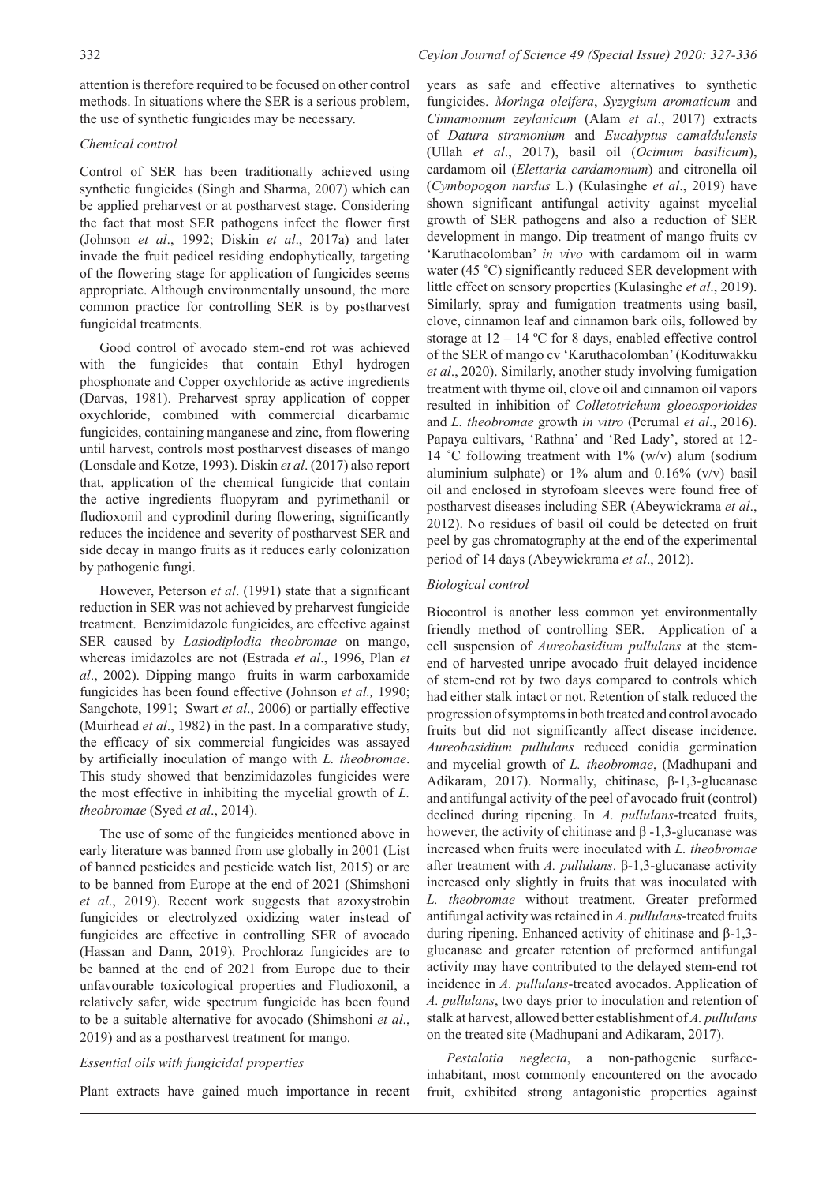attention is therefore required to be focused on other control methods. In situations where the SER is a serious problem, the use of synthetic fungicides may be necessary.

### *Chemical control*

Control of SER has been traditionally achieved using synthetic fungicides (Singh and Sharma, 2007) which can be applied preharvest or at postharvest stage. Considering the fact that most SER pathogens infect the flower first (Johnson *et al*., 1992; Diskin *et al*., 2017a) and later invade the fruit pedicel residing endophytically, targeting of the flowering stage for application of fungicides seems appropriate. Although environmentally unsound, the more common practice for controlling SER is by postharvest fungicidal treatments.

Good control of avocado stem-end rot was achieved with the fungicides that contain Ethyl hydrogen phosphonate and Copper oxychloride as active ingredients (Darvas, 1981). Preharvest spray application of copper oxychloride, combined with commercial dicarbamic fungicides, containing manganese and zinc, from flowering until harvest, controls most postharvest diseases of mango (Lonsdale and Kotze, 1993). Diskin *et al*. (2017) also report that, application of the chemical fungicide that contain the active ingredients fluopyram and pyrimethanil or fludioxonil and cyprodinil during flowering, significantly reduces the incidence and severity of postharvest SER and side decay in mango fruits as it reduces early colonization by pathogenic fungi.

However, Peterson *et al*. (1991) state that a significant reduction in SER was not achieved by preharvest fungicide treatment. Benzimidazole fungicides, are effective against SER caused by *Lasiodiplodia theobromae* on mango, whereas imidazoles are not (Estrada *et al*., 1996, Plan *et al*., 2002). Dipping mango fruits in warm carboxamide fungicides has been found effective (Johnson *et al.,* 1990; Sangchote, 1991; Swart *et al*., 2006) or partially effective (Muirhead *et al*., 1982) in the past. In a comparative study, the efficacy of six commercial fungicides was assayed by artificially inoculation of mango with *L. theobromae*. This study showed that benzimidazoles fungicides were the most effective in inhibiting the mycelial growth of *L. theobromae* (Syed *et al*., 2014).

The use of some of the fungicides mentioned above in early literature was banned from use globally in 2001 (List of banned pesticides and pesticide watch list, 2015) or are to be banned from Europe at the end of 2021 (Shimshoni *et al*., 2019). Recent work suggests that azoxystrobin fungicides or electrolyzed oxidizing water instead of fungicides are effective in controlling SER of avocado (Hassan and Dann, 2019). Prochloraz fungicides are to be banned at the end of 2021 from Europe due to their unfavourable toxicological properties and Fludioxonil, a relatively safer, wide spectrum fungicide has been found to be a suitable alternative for avocado (Shimshoni *et al*., 2019) and as a postharvest treatment for mango.

### *Essential oils with fungicidal properties*

Plant extracts have gained much importance in recent years as safe and effective alternatives to synthetic fungicides. *Moringa oleifera*, *Syzygium aromaticum* and *Cinnamomum zeylanicum* (Alam *et al*., 2017) extracts of *Datura stramonium* and *Eucalyptus camaldulensis* (Ullah *et al*., 2017), basil oil (*Ocimum basilicum*), cardamom oil (*Elettaria cardamomum*) and citronella oil (*Cymbopogon nardus* L.) (Kulasinghe *et al*., 2019) have shown significant antifungal activity against mycelial growth of SER pathogens and also a reduction of SER development in mango. Dip treatment of mango fruits cv 'Karuthacolomban' *in vivo* with cardamom oil in warm water (45 ˚C) significantly reduced SER development with little effect on sensory properties (Kulasinghe *et al*., 2019). Similarly, spray and fumigation treatments using basil, clove, cinnamon leaf and cinnamon bark oils, followed by storage at 12 – 14 ºC for 8 days, enabled effective control of the SER of mango cv 'Karuthacolomban' (Kodituwakku *et al*., 2020). Similarly, another study involving fumigation treatment with thyme oil, clove oil and cinnamon oil vapors resulted in inhibition of *Colletotrichum gloeosporioides* and *L. theobromae* growth *in vitro* (Perumal *et al*., 2016). Papaya cultivars, 'Rathna' and 'Red Lady', stored at 12-14 ˚C following treatment with 1% (w/v) alum (sodium aluminium sulphate) or 1% alum and 0.16% (v/v) basil oil and enclosed in styrofoam sleeves were found free of postharvest diseases including SER (Abeywickrama *et al*., 2012). No residues of basil oil could be detected on fruit peel by gas chromatography at the end of the experimental period of 14 days (Abeywickrama *et al*., 2012).

### *Biological control*

Biocontrol is another less common yet environmentally friendly method of controlling SER. Application of a cell suspension of *Aureobasidium pullulans* at the stem-end of harvested unripe avocado fruit delayed incidence of stem-end rot by two days compared to controls which had either stalk intact or not. Retention of stalk reduced the progression of symptoms in both treated and control avocado fruits but did not significantly affect disease incidence. *Aureobasidium pullulans* reduced conidia germination and mycelial growth of *L. theobromae*, (Madhupani and Adikaram, 2017). Normally, chitinase, β-1,3-glucanase and antifungal activity of the peel of avocado fruit (control) declined during ripening. In *A. pullulans*-treated fruits, however, the activity of chitinase and β -1,3-glucanase was increased when fruits were inoculated with *L. theobromae* after treatment with *A. pullulans*. β-1,3-glucanase activity increased only slightly in fruits that was inoculated with *L. theobromae* without treatment. Greater preformed antifungal activity was retained in *A. pullulans*-treated fruits during ripening. Enhanced activity of chitinase and β-1,3-glucanase and greater retention of preformed antifungal activity may have contributed to the delayed stem-end rot incidence in *A. pullulans*-treated avocados. Application of *A. pullulans*, two days prior to inoculation and retention of stalk at harvest, allowed better establishment of *A. pullulans* on the treated site (Madhupani and Adikaram, 2017).

*Pestalotia neglecta*, a non-pathogenic surface-inhabitant, most commonly encountered on the avocado fruit, exhibited strong antagonistic properties against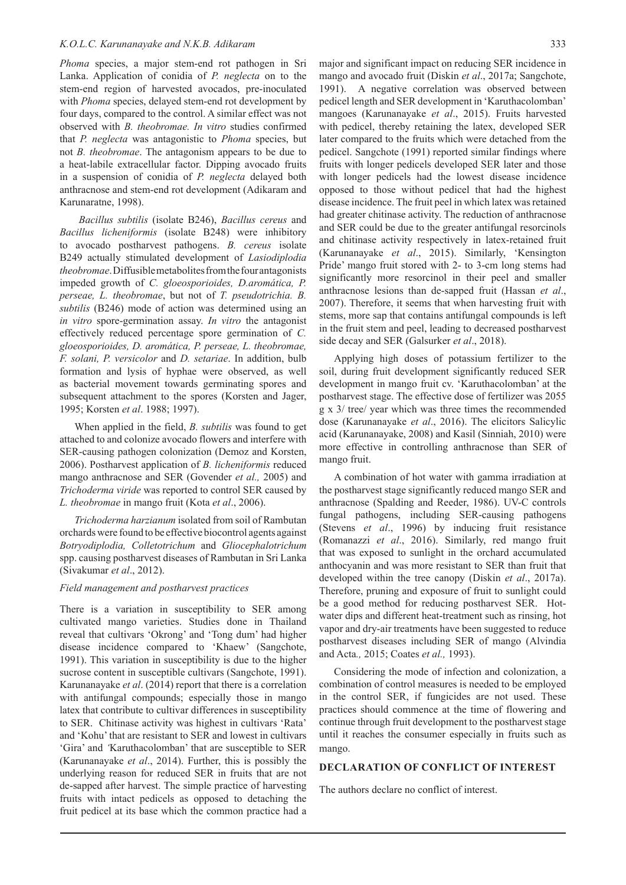*Phoma* species, a major stem-end rot pathogen in Sri Lanka. Application of conidia of *P. neglecta* on to the stem-end region of harvested avocados, pre-inoculated with *Phoma* species, delayed stem-end rot development by four days, compared to the control. A similar effect was not observed with *B. theobromae. In vitro* studies confirmed that *P. neglecta* was antagonistic to *Phoma* species, but not *B. theobromae*. The antagonism appears to be due to a heat-labile extracellular factor. Dipping avocado fruits in a suspension of conidia of *P. neglecta* delayed both anthracnose and stem-end rot development (Adikaram and Karunaratne, 1998).

*Bacillus subtilis* (isolate B246), *Bacillus cereus* and *Bacillus licheniformis* (isolate B248) were inhibitory to avocado postharvest pathogens. *B. cereus* isolate B249 actually stimulated development of *Lasiodiplodia theobromae*. Diffusible metabolites from the four antagonists impeded growth of *C. gloeosporioides, D.aromática, P. perseae, L. theobromae*, but not of *T. pseudotrichia. B. subtilis* (B246) mode of action was determined using an *in vitro* spore-germination assay. *In vitro* the antagonist effectively reduced percentage spore germination of *C. gloeosporioides, D. aromática, P. perseae, L. theobromae, F. solani, P. versicolor* and *D. setariae*. In addition, bulb formation and lysis of hyphae were observed, as well as bacterial movement towards germinating spores and subsequent attachment to the spores (Korsten and Jager, 1995; Korsten *et al*. 1988; 1997).

When applied in the field, *B. subtilis* was found to get attached to and colonize avocado flowers and interfere with SER-causing pathogen colonization (Demoz and Korsten, 2006). Postharvest application of *B. licheniformis* reduced mango anthracnose and SER (Govender *et al.,* 2005) and *Trichoderma viride* was reported to control SER caused by *L. theobromae* in mango fruit (Kota *et al*., 2006).

*Trichoderma harzianum* isolated from soil of Rambutan orchards were found to be effective biocontrol agents against *Botryodiplodia, Colletotrichum* and *Gliocephalotrichum* spp. causing postharvest diseases of Rambutan in Sri Lanka (Sivakumar *et al*., 2012).

### *Field management and postharvest practices*

There is a variation in susceptibility to SER among cultivated mango varieties. Studies done in Thailand reveal that cultivars 'Okrong' and 'Tong dum' had higher disease incidence compared to 'Khaew' (Sangchote, 1991). This variation in susceptibility is due to the higher sucrose content in susceptible cultivars (Sangchote, 1991). Karunanayake *et al*. (2014) report that there is a correlation with antifungal compounds; especially those in mango latex that contribute to cultivar differences in susceptibility to SER. Chitinase activity was highest in cultivars 'Rata' and 'Kohu' that are resistant to SER and lowest in cultivars 'Gira' and 'Karuthacolomban' that are susceptible to SER (Karunanayake *et al*., 2014). Further, this is possibly the underlying reason for reduced SER in fruits that are not de-sapped after harvest. The simple practice of harvesting fruits with intact pedicels as opposed to detaching the fruit pedicel at its base which the common practice had a major and significant impact on reducing SER incidence in mango and avocado fruit (Diskin *et al*., 2017a; Sangchote, 1991). A negative correlation was observed between pedicel length and SER development in 'Karuthacolomban' mangoes (Karunanayake *et al*., 2015). Fruits harvested with pedicel, thereby retaining the latex, developed SER later compared to the fruits which were detached from the pedicel. Sangchote (1991) reported similar findings where fruits with longer pedicels developed SER later and those with longer pedicels had the lowest disease incidence opposed to those without pedicel that had the highest disease incidence. The fruit peel in which latex was retained had greater chitinase activity. The reduction of anthracnose and SER could be due to the greater antifungal resorcinols and chitinase activity respectively in latex-retained fruit (Karunanayake *et al*., 2015). Similarly, 'Kensington Pride' mango fruit stored with 2- to 3-cm long stems had significantly more resorcinol in their peel and smaller anthracnose lesions than de-sapped fruit (Hassan *et al*., 2007). Therefore, it seems that when harvesting fruit with stems, more sap that contains antifungal compounds is left in the fruit stem and peel, leading to decreased postharvest side decay and SER (Galsurker *et al*., 2018).

Applying high doses of potassium fertilizer to the soil, during fruit development significantly reduced SER development in mango fruit cv. 'Karuthacolomban' at the postharvest stage. The effective dose of fertilizer was 2055 g x 3/ tree/ year which was three times the recommended dose (Karunanayake *et al*., 2016). The elicitors Salicylic acid (Karunanayake, 2008) and Kasil (Sinniah, 2010) were more effective in controlling anthracnose than SER of mango fruit.

A combination of hot water with gamma irradiation at the postharvest stage significantly reduced mango SER and anthracnose (Spalding and Reeder, 1986). UV-C controls fungal pathogens, including SER-causing pathogens (Stevens *et al*., 1996) by inducing fruit resistance (Romanazzi *et al*., 2016). Similarly, red mango fruit that was exposed to sunlight in the orchard accumulated anthocyanin and was more resistant to SER than fruit that developed within the tree canopy (Diskin *et al*., 2017a). Therefore, pruning and exposure of fruit to sunlight could be a good method for reducing postharvest SER. Hot-water dips and different heat-treatment such as rinsing, hot vapor and dry-air treatments have been suggested to reduce postharvest diseases including SER of mango (Alvindia and Acta*.,* 2015; Coates *et al.,* 1993).

Considering the mode of infection and colonization, a combination of control measures is needed to be employed in the control SER, if fungicides are not used. These practices should commence at the time of flowering and continue through fruit development to the postharvest stage until it reaches the consumer especially in fruits such as mango.

## DECLARATION OF CONFLICT OF INTEREST

The authors declare no conflict of interest.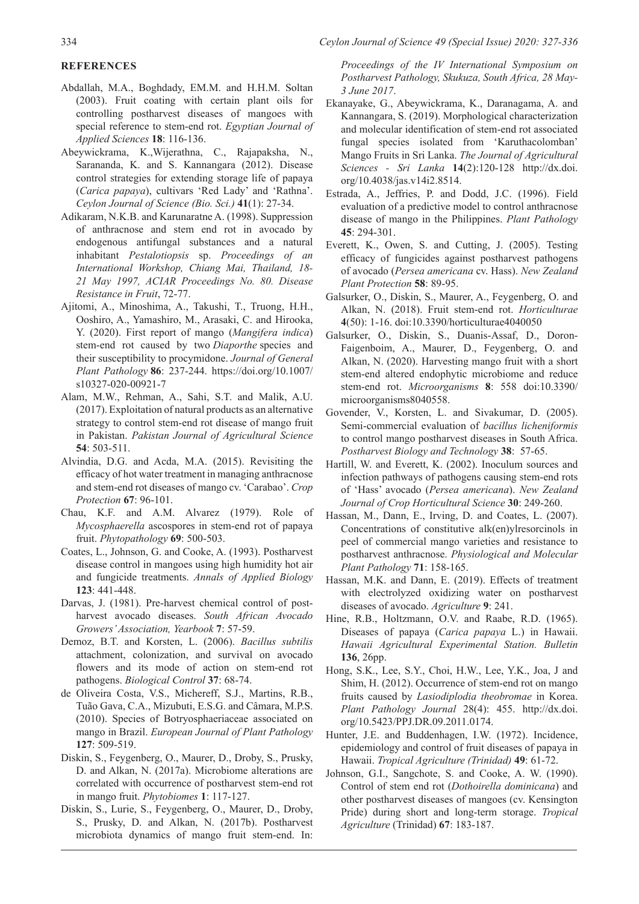## REFERENCES

Abdallah, M.A., Boghdady, EM.M. and H.H.M. Soltan (2003). Fruit coating with certain plant oils for controlling postharvest diseases of mangoes with special reference to stem-end rot. *Egyptian Journal of Applied Sciences* **18**: 116-136.

Abeywickrama, K.,Wijerathna, C., Rajapaksha, N., Sarananda, K. and S. Kannangara (2012). Disease control strategies for extending storage life of papaya (*Carica papaya*), cultivars 'Red Lady' and 'Rathna'. *Ceylon Journal of Science (Bio. Sci.)* **41**(1): 27-34.

Adikaram, N.K.B. and Karunaratne A. (1998). Suppression of anthracnose and stem end rot in avocado by endogenous antifungal substances and a natural inhabitant *Pestalotiopsis* sp. *Proceedings of an International Workshop, Chiang Mai, Thailand, 18-21 May 1997, ACIAR Proceedings No. 80. Disease Resistance in Fruit*, 72-77.

Ajitomi, A., Minoshima, A., Takushi, T., Truong, H.H., Ooshiro, A., Yamashiro, M., Arasaki, C. and Hirooka, Y. (2020). First report of mango (*Mangifera indica*) stem-end rot caused by two *Diaporthe* species and their susceptibility to procymidone. *Journal of General Plant Pathology* **86**: 237-244. https://doi.org/10.1007/s10327-020-00921-7

Alam, M.W., Rehman, A., Sahi, S.T. and Malik, A.U. (2017). Exploitation of natural products as an alternative strategy to control stem-end rot disease of mango fruit in Pakistan. *Pakistan Journal of Agricultural Science* **54**: 503-511.

Alvindia, D.G. and Acda, M.A. (2015). Revisiting the efficacy of hot water treatment in managing anthracnose and stem-end rot diseases of mango cv. 'Carabao'. *Crop Protection* **67**: 96-101.

Chau, K.F. and A.M. Alvarez (1979). Role of *Mycosphaerella* ascospores in stem-end rot of papaya fruit. *Phytopathology* **69**: 500-503.

Coates, L., Johnson, G. and Cooke, A. (1993). Postharvest disease control in mangoes using high humidity hot air and fungicide treatments. *Annals of Applied Biology* **123**: 441-448.

Darvas, J. (1981). Pre-harvest chemical control of post-harvest avocado diseases. *South African Avocado Growers' Association, Yearbook* **7**: 57-59.

Demoz, B.T. and Korsten, L. (2006). *Bacillus subtilis* attachment, colonization, and survival on avocado flowers and its mode of action on stem-end rot pathogens. *Biological Control* **37**: 68-74.

de Oliveira Costa, V.S., Michereff, S.J., Martins, R.B., Tuão Gava, C.A., Mizubuti, E.S.G. and Câmara, M.P.S. (2010). Species of Botryosphaeriaceae associated on mango in Brazil. *European Journal of Plant Pathology* **127**: 509-519.

Diskin, S., Feygenberg, O., Maurer, D., Droby, S., Prusky, D. and Alkan, N. (2017a). Microbiome alterations are correlated with occurrence of postharvest stem-end rot in mango fruit. *Phytobiomes* **1**: 117-127.

Diskin, S., Lurie, S., Feygenberg, O., Maurer, D., Droby, S., Prusky, D. and Alkan, N. (2017b). Postharvest microbiota dynamics of mango fruit stem-end. In: *Proceedings of the IV International Symposium on Postharvest Pathology, Skukuza, South Africa, 28 May-3 June 2017*.

Ekanayake, G., Abeywickrama, K., Daranagama, A. and Kannangara, S. (2019). Morphological characterization and molecular identification of stem-end rot associated fungal species isolated from 'Karuthacolomban' Mango Fruits in Sri Lanka. *The Journal of Agricultural Sciences - Sri Lanka* **14**(2):120-128 http://dx.doi.org/10.4038/jas.v14i2.8514.

Estrada, A., Jeffries, P. and Dodd, J.C. (1996). Field evaluation of a predictive model to control anthracnose disease of mango in the Philippines. *Plant Pathology* **45**: 294-301.

Everett, K., Owen, S. and Cutting, J. (2005). Testing efficacy of fungicides against postharvest pathogens of avocado (*Persea americana* cv. Hass). *New Zealand Plant Protection* **58**: 89-95.

Galsurker, O., Diskin, S., Maurer, A., Feygenberg, O. and Alkan, N. (2018). Fruit stem-end rot. *Horticulturae* **4**(50): 1-16. doi:10.3390/horticulturae4040050

Galsurker, O., Diskin, S., Duanis-Assaf, D., Doron-Faigenboim, A., Maurer, D., Feygenberg, O. and Alkan, N. (2020). Harvesting mango fruit with a short stem-end altered endophytic microbiome and reduce stem-end rot. *Microorganisms* **8**: 558 doi:10.3390/microorganisms8040558.

Govender, V., Korsten, L. and Sivakumar, D. (2005). Semi-commercial evaluation of *bacillus licheniformis* to control mango postharvest diseases in South Africa. *Postharvest Biology and Technology* **38**: 57-65.

Hartill, W. and Everett, K. (2002). Inoculum sources and infection pathways of pathogens causing stem-end rots of 'Hass' avocado (*Persea americana*). *New Zealand Journal of Crop Horticultural Science* **30**: 249-260.

Hassan, M., Dann, E., Irving, D. and Coates, L. (2007). Concentrations of constitutive alk(en)ylresorcinols in peel of commercial mango varieties and resistance to postharvest anthracnose. *Physiological and Molecular Plant Pathology* **71**: 158-165.

Hassan, M.K. and Dann, E. (2019). Effects of treatment with electrolyzed oxidizing water on postharvest diseases of avocado. *Agriculture* **9**: 241.

Hine, R.B., Holtzmann, O.V. and Raabe, R.D. (1965). Diseases of papaya (*Carica papaya* L.) in Hawaii. *Hawaii Agricultural Experimental Station. Bulletin* **136**, 26pp.

Hong, S.K., Lee, S.Y., Choi, H.W., Lee, Y.K., Joa, J and Shim, H. (2012). Occurrence of stem-end rot on mango fruits caused by *Lasiodiplodia theobromae* in Korea. *Plant Pathology Journal* 28(4): 455. http://dx.doi.org/10.5423/PPJ.DR.09.2011.0174.

Hunter, J.E. and Buddenhagen, I.W. (1972). Incidence, epidemiology and control of fruit diseases of papaya in Hawaii. *Tropical Agriculture (Trinidad)* **49**: 61-72.

Johnson, G.I., Sangchote, S. and Cooke, A. W. (1990). Control of stem end rot (*Dothoirella dominicana*) and other postharvest diseases of mangoes (cv. Kensington Pride) during short and long-term storage. *Tropical Agriculture* (Trinidad) **67**: 183-187.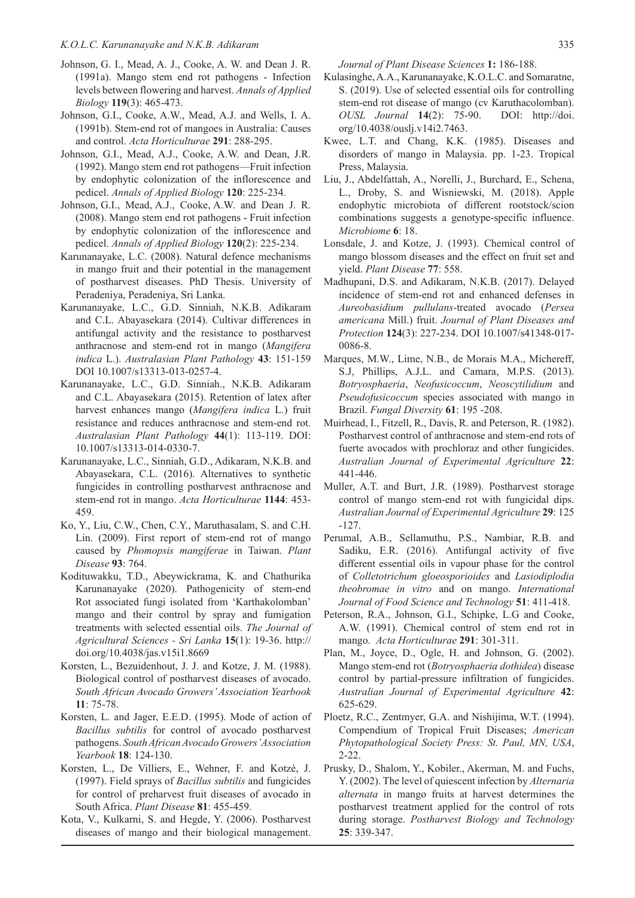Johnson, G. I., Mead, A. J., Cooke, A. W. and Dean J. R. (1991a). Mango stem end rot pathogens - Infection levels between flowering and harvest. *Annals of Applied Biology* **119**(3): 465-473.

Johnson, G.I., Cooke, A.W., Mead, A.J. and Wells, I. A. (1991b). Stem-end rot of mangoes in Australia: Causes and control. *Acta Horticulturae* **291**: 288-295.

Johnson, G.I., Mead, A.J., Cooke, A.W. and Dean, J.R. (1992). Mango stem end rot pathogens—Fruit infection by endophytic colonization of the inflorescence and pedicel. *Annals of Applied Biology* **120**: 225-234.

Johnson, G.I., Mead, A.J., Cooke, A.W. and Dean J. R. (2008). Mango stem end rot pathogens - Fruit infection by endophytic colonization of the inflorescence and pedicel. *Annals of Applied Biology* **120**(2): 225-234.

Karunanayake, L.C. (2008). Natural defence mechanisms in mango fruit and their potential in the management of postharvest diseases. PhD Thesis. University of Peradeniya, Peradeniya, Sri Lanka.

Karunanayake, L.C., G.D. Sinniah, N.K.B. Adikaram and C.L. Abayasekara (2014). Cultivar differences in antifungal activity and the resistance to postharvest anthracnose and stem-end rot in mango (*Mangifera indica* L.). *Australasian Plant Pathology* **43**: 151-159 DOI 10.1007/s13313-013-0257-4.

Karunanayake, L.C., G.D. Sinniah., N.K.B. Adikaram and C.L. Abayasekara (2015). Retention of latex after harvest enhances mango (*Mangifera indica* L.) fruit resistance and reduces anthracnose and stem-end rot. *Australasian Plant Pathology* **44**(1): 113-119. DOI: 10.1007/s13313-014-0330-7.

Karunanayake, L.C., Sinniah, G.D., Adikaram, N.K.B. and Abayasekara, C.L. (2016). Alternatives to synthetic fungicides in controlling postharvest anthracnose and stem-end rot in mango. *Acta Horticulturae* **1144**: 453-459.

Ko, Y., Liu, C.W., Chen, C.Y., Maruthasalam, S. and C.H. Lin. (2009). First report of stem-end rot of mango caused by *Phomopsis mangiferae* in Taiwan. *Plant Disease* **93**: 764.

Kodituwakku, T.D., Abeywickrama, K. and Chathurika Karunanayake (2020). Pathogenicity of stem-end Rot associated fungi isolated from 'Karthakolomban' mango and their control by spray and fumigation treatments with selected essential oils. *The Journal of Agricultural Sciences - Sri Lanka* **15**(1): 19-36. http://doi.org/10.4038/jas.v15i1.8669

Korsten, L., Bezuidenhout, J. J. and Kotze, J. M. (1988). Biological control of postharvest diseases of avocado. *South African Avocado Growers' Association Yearbook* **11**: 75-78.

Korsten, L. and Jager, E.E.D. (1995). Mode of action of *Bacillus subtilis* for control of avocado postharvest pathogens. *South African Avocado Growers' Association Yearbook* **18**: 124-130.

Korsten, L., De Villiers, E., Wehner, F. and Kotzé, J. (1997). Field sprays of *Bacillus subtilis* and fungicides for control of preharvest fruit diseases of avocado in South Africa. *Plant Disease* **81**: 455-459.

Kota, V., Kulkarni, S. and Hegde, Y. (2006). Postharvest diseases of mango and their biological management. *Journal of Plant Disease Sciences* **1:** 186-188.

Kulasinghe, A.A., Karunanayake, K.O.L.C. and Somaratne, S. (2019). Use of selected essential oils for controlling stem-end rot disease of mango (cv Karuthacolomban). *OUSL Journal* **14**(2): 75-90. DOI: http://doi.org/10.4038/ouslj.v14i2.7463.

Kwee, L.T. and Chang, K.K. (1985). Diseases and disorders of mango in Malaysia. pp. 1-23. Tropical Press, Malaysia.

Liu, J., Abdelfattah, A., Norelli, J., Burchard, E., Schena, L., Droby, S. and Wisniewski, M. (2018). Apple endophytic microbiota of different rootstock/scion combinations suggests a genotype-specific influence. *Microbiome* **6**: 18.

Lonsdale, J. and Kotze, J. (1993). Chemical control of mango blossom diseases and the effect on fruit set and yield. *Plant Disease* **77**: 558.

Madhupani, D.S. and Adikaram, N.K.B. (2017). Delayed incidence of stem-end rot and enhanced defenses in *Aureobasidium pullulans*-treated avocado (*Persea americana* Mill.) fruit. *Journal of Plant Diseases and Protection* **124**(3): 227-234. DOI 10.1007/s41348-017-0086-8.

Marques, M.W., Lime, N.B., de Morais M.A., Michereff, S.J, Phillips, A.J.L. and Camara, M.P.S. (2013). *Botryosphaeria*, *Neofusicoccum*, *Neoscytilidium* and *Pseudofusicoccum* species associated with mango in Brazil. *Fungal Diversity* **61**: 195 -208.

Muirhead, I., Fitzell, R., Davis, R. and Peterson, R. (1982). Postharvest control of anthracnose and stem-end rots of fuerte avocados with prochloraz and other fungicides. *Australian Journal of Experimental Agriculture* **22**: 441-446.

Muller, A.T. and Burt, J.R. (1989). Postharvest storage control of mango stem-end rot with fungicidal dips. *Australian Journal of Experimental Agriculture* **29**: 125 -127.

Perumal, A.B., Sellamuthu, P.S., Nambiar, R.B. and Sadiku, E.R. (2016). Antifungal activity of five different essential oils in vapour phase for the control of *Colletotrichum gloeosporioides* and *Lasiodiplodia theobromae in vitro* and on mango. *International Journal of Food Science and Technology* **51**: 411-418.

Peterson, R.A., Johnson, G.I., Schipke, L.G and Cooke, A.W. (1991). Chemical control of stem end rot in mango. *Acta Horticulturae* **291**: 301-311.

Plan, M., Joyce, D., Ogle, H. and Johnson, G. (2002). Mango stem-end rot (*Botryosphaeria dothidea*) disease control by partial-pressure infiltration of fungicides. *Australian Journal of Experimental Agriculture* **42**: 625-629.

Ploetz, R.C., Zentmyer, G.A. and Nishijima, W.T. (1994). Compendium of Tropical Fruit Diseases; *American Phytopathological Society Press: St. Paul, MN, USA*, 2-22.

Prusky, D., Shalom, Y., Kobiler., Akerman, M. and Fuchs, Y. (2002). The level of quiescent infection by *Alternaria alternata* in mango fruits at harvest determines the postharvest treatment applied for the control of rots during storage. *Postharvest Biology and Technology* **25**: 339-347.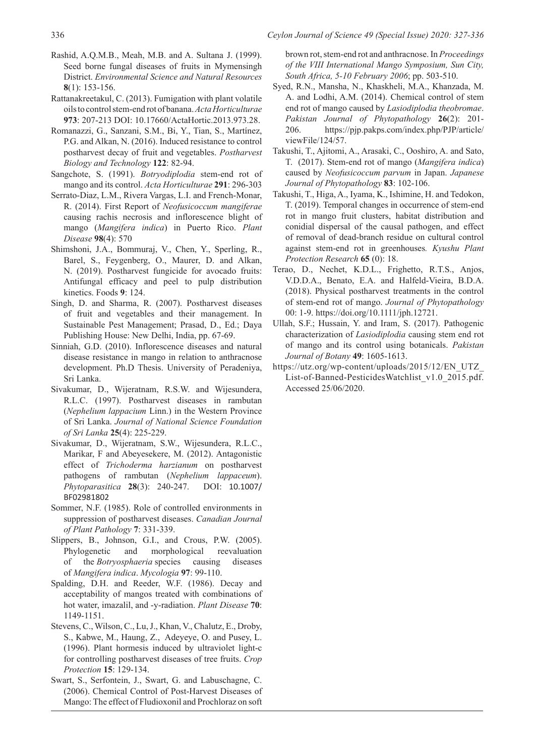Rashid, A.Q.M.B., Meah, M.B. and A. Sultana J. (1999). Seed borne fungal diseases of fruits in Mymensingh District. *Environmental Science and Natural Resources* **8**(1): 153-156.

Rattanakreetakul, C. (2013). Fumigation with plant volatile oils to control stem-end rot of banana. *Acta Horticulturae* **973**: 207-213 DOI: 10.17660/ActaHortic.2013.973.28.

Romanazzi, G., Sanzani, S.M., Bi, Y., Tian, S., Martínez, P.G. and Alkan, N. (2016). Induced resistance to control postharvest decay of fruit and vegetables. *Postharvest Biology and Technology* **122**: 82-94.

Sangchote, S. (1991). *Botryodiplodia* stem-end rot of mango and its control. *Acta Horticulturae* **291**: 296-303

Serrato-Diaz, L.M., Rivera Vargas, L.I. and French-Monar, R. (2014). First Report of *Neofusicoccum mangiferae* causing rachis necrosis and inflorescence blight of mango (*Mangifera indica*) in Puerto Rico. *Plant Disease* **98**(4): 570

Shimshoni, J.A., Bommuraj, V., Chen, Y., Sperling, R., Barel, S., Feygenberg, O., Maurer, D. and Alkan, N. (2019). Postharvest fungicide for avocado fruits: Antifungal efficacy and peel to pulp distribution kinetics. Foods **9**: 124.

Singh, D. and Sharma, R. (2007). Postharvest diseases of fruit and vegetables and their management. In Sustainable Pest Management; Prasad, D., Ed.; Daya Publishing House: New Delhi, India, pp. 67-69.

Sinniah, G.D. (2010). Inflorescence diseases and natural disease resistance in mango in relation to anthracnose development. Ph.D Thesis. University of Peradeniya, Sri Lanka.

Sivakumar, D., Wijeratnam, R.S.W. and Wijesundera, R.L.C. (1997). Postharvest diseases in rambutan (*Nephelium lappacium* Linn.) in the Western Province of Sri Lanka. *Journal of National Science Foundation of Sri Lanka* **25**(4): 225-229.

Sivakumar, D., Wijeratnam, S.W., Wijesundera, R.L.C., Marikar, F and Abeyesekere, M. (2012). Antagonistic effect of *Trichoderma harzianum* on postharvest pathogens of rambutan (*Nephelium lappaceum*). *Phytoparasitica* **28**(3): 240-247. DOI: 10.1007/BF02981802

Sommer, N.F. (1985). Role of controlled environments in suppression of postharvest diseases. *Canadian Journal of Plant Pathology* **7**: 331-339.

Slippers, B., Johnson, G.I., and Crous, P.W. (2005). Phylogenetic and morphological reevaluation of the *Botryosphaeria* species causing diseases of *Mangifera indica*. *Mycologia* **97**: 99-110.

Spalding, D.H. and Reeder, W.F. (1986). Decay and acceptability of mangos treated with combinations of hot water, imazalil, and -y-radiation. *Plant Disease* **70**: 1149-1151.

Stevens, C., Wilson, C., Lu, J., Khan, V., Chalutz, E., Droby, S., Kabwe, M., Haung, Z., Adeyeye, O. and Pusey, L. (1996). Plant hormesis induced by ultraviolet light-c for controlling postharvest diseases of tree fruits. *Crop Protection* **15**: 129-134.

Swart, S., Serfontein, J., Swart, G. and Labuschagne, C. (2006). Chemical Control of Post-Harvest Diseases of Mango: The effect of Fludioxonil and Prochloraz on soft brown rot, stem-end rot and anthracnose. In *Proceedings of the VIII International Mango Symposium, Sun City, South Africa, 5-10 February 2006*; pp. 503-510.

Syed, R.N., Mansha, N., Khaskheli, M.A., Khanzada, M. A. and Lodhi, A.M. (2014). Chemical control of stem end rot of mango caused by *Lasiodiplodia theobromae*. *Pakistan Journal of Phytopathology* **26**(2): 201-206. https://pjp.pakps.com/index.php/PJP/article/viewFile/124/57.

Takushi, T., Ajitomi, A., Arasaki, C., Ooshiro, A. and Sato, T. (2017). Stem-end rot of mango (*Mangifera indica*) caused by *Neofusicoccum parvum* in Japan. *Japanese Journal of Phytopathology* **83**: 102-106.

Takushi, T., Higa, A., Iyama, K., Ishimine, H. and Tedokon, T. (2019). Temporal changes in occurrence of stem-end rot in mango fruit clusters, habitat distribution and conidial dispersal of the causal pathogen, and effect of removal of dead-branch residue on cultural control against stem-end rot in greenhouses. *Kyushu Plant Protection Research* **65** (0): 18.

Terao, D., Nechet, K.D.L., Frighetto, R.T.S., Anjos, V.D.D.A., Benato, E.A. and Halfeld-Vieira, B.D.A. (2018). Physical postharvest treatments in the control of stem-end rot of mango. *Journal of Phytopathology* 00: 1-9. https://doi.org/10.1111/jph.12721.

Ullah, S.F.; Hussain, Y. and Iram, S. (2017). Pathogenic characterization of *Lasiodiplodia* causing stem end rot of mango and its control using botanicals. *Pakistan Journal of Botany* **49**: 1605-1613.

https://utz.org/wp-content/uploads/2015/12/EN_UTZ_List-of-Banned-PesticidesWatchlist_v1.0_2015.pdf. Accessed 25/06/2020.